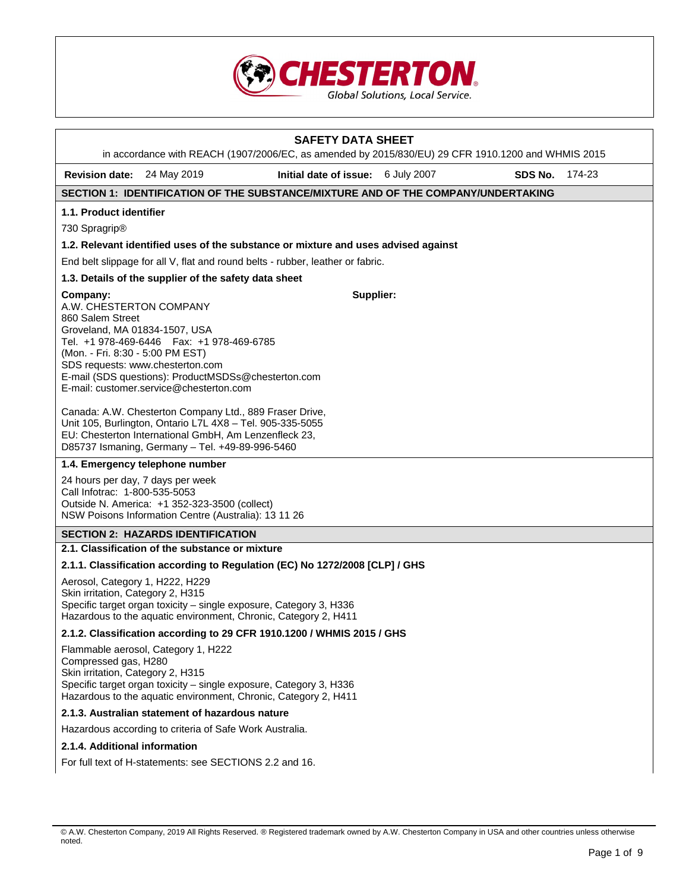CHESTERTON
Global Solutions, Local Service.

# SAFETY DATA SHEET

in accordance with REACH (1907/2006/EC, as amended by 2015/830/EU) 29 CFR 1910.1200 and WHMIS 2015

**Revision date:** 24 May 2019 **Initial date of issue:** 6 July 2007 **SDS No.** 174-23

## SECTION 1: IDENTIFICATION OF THE SUBSTANCE/MIXTURE AND OF THE COMPANY/UNDERTAKING

### 1.1. Product identifier

730 Spragrip®

### 1.2. Relevant identified uses of the substance or mixture and uses advised against

End belt slippage for all V, flat and round belts - rubber, leather or fabric.

### 1.3. Details of the supplier of the safety data sheet

**Company:**
A.W. CHESTERTON COMPANY
860 Salem Street
Groveland, MA 01834-1507, USA
Tel. +1 978-469-6446 Fax: +1 978-469-6785
(Mon. - Fri. 8:30 - 5:00 PM EST)
SDS requests: www.chesterton.com
E-mail (SDS questions): ProductMSDSs@chesterton.com
E-mail: customer.service@chesterton.com

**Supplier:**

Canada: A.W. Chesterton Company Ltd., 889 Fraser Drive, Unit 105, Burlington, Ontario L7L 4X8 – Tel. 905-335-5055
EU: Chesterton International GmbH, Am Lenzenfleck 23, D85737 Ismaning, Germany – Tel. +49-89-996-5460

### 1.4. Emergency telephone number

24 hours per day, 7 days per week
Call Infotrac: 1-800-535-5053
Outside N. America: +1 352-323-3500 (collect)
NSW Poisons Information Centre (Australia): 13 11 26

## SECTION 2: HAZARDS IDENTIFICATION

### 2.1. Classification of the substance or mixture

#### 2.1.1. Classification according to Regulation (EC) No 1272/2008 [CLP] / GHS

Aerosol, Category 1, H222, H229
Skin irritation, Category 2, H315
Specific target organ toxicity – single exposure, Category 3, H336
Hazardous to the aquatic environment, Chronic, Category 2, H411

#### 2.1.2. Classification according to 29 CFR 1910.1200 / WHMIS 2015 / GHS

Flammable aerosol, Category 1, H222
Compressed gas, H280
Skin irritation, Category 2, H315
Specific target organ toxicity – single exposure, Category 3, H336
Hazardous to the aquatic environment, Chronic, Category 2, H411

#### 2.1.3. Australian statement of hazardous nature

Hazardous according to criteria of Safe Work Australia.

#### 2.1.4. Additional information

For full text of H-statements: see SECTIONS 2.2 and 16.

© A.W. Chesterton Company, 2019 All Rights Reserved. ® Registered trademark owned by A.W. Chesterton Company in USA and other countries unless otherwise noted.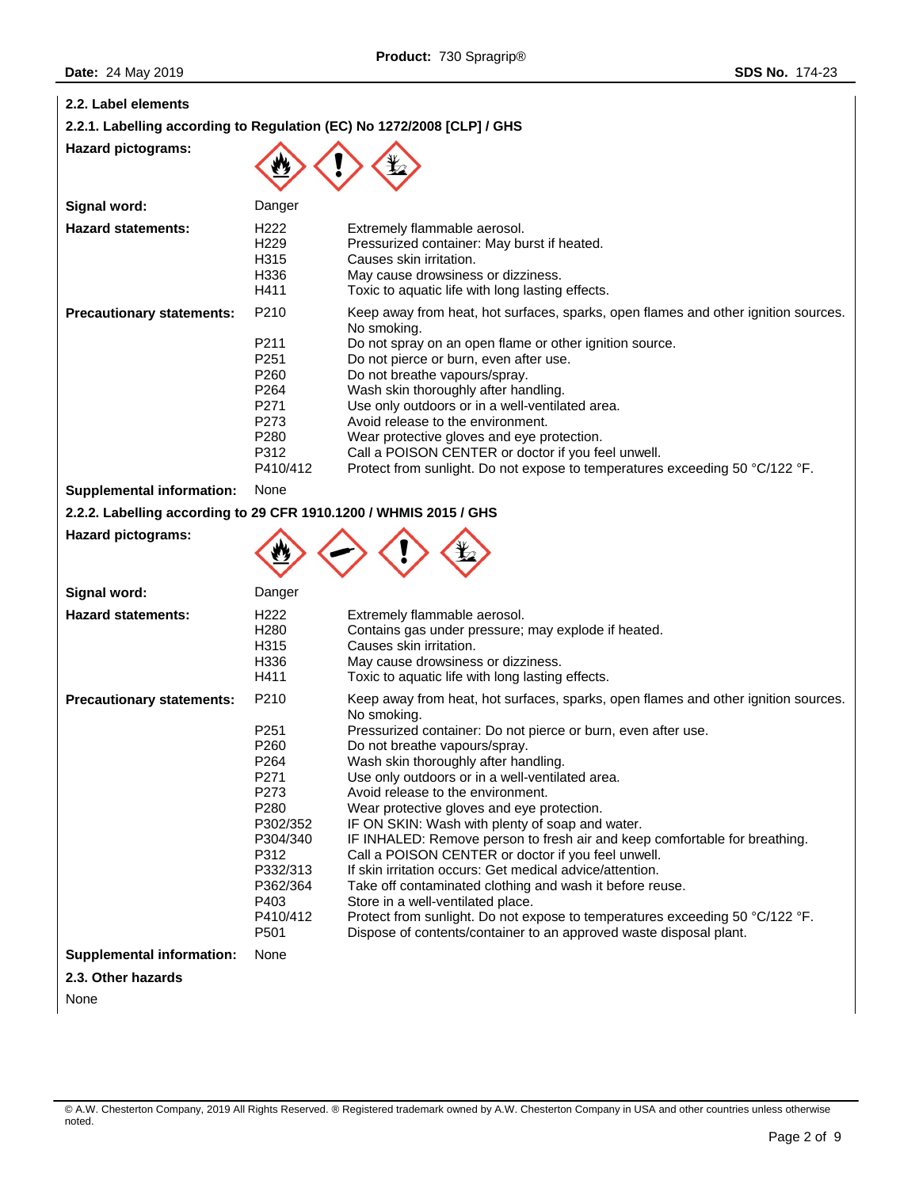## 2.2. Label elements

### 2.2.1. Labelling according to Regulation (EC) No 1272/2008 [CLP] / GHS

**Hazard pictograms:**

**Signal word:** Danger

**Hazard statements:**

| | |
|---|---|
| H222 | Extremely flammable aerosol. |
| H229 | Pressurized container: May burst if heated. |
| H315 | Causes skin irritation. |
| H336 | May cause drowsiness or dizziness. |
| H411 | Toxic to aquatic life with long lasting effects. |

**Precautionary statements:**

| | |
|---|---|
| P210 | Keep away from heat, hot surfaces, sparks, open flames and other ignition sources. No smoking. |
| P211 | Do not spray on an open flame or other ignition source. |
| P251 | Do not pierce or burn, even after use. |
| P260 | Do not breathe vapours/spray. |
| P264 | Wash skin thoroughly after handling. |
| P271 | Use only outdoors or in a well-ventilated area. |
| P273 | Avoid release to the environment. |
| P280 | Wear protective gloves and eye protection. |
| P312 | Call a POISON CENTER or doctor if you feel unwell. |
| P410/412 | Protect from sunlight. Do not expose to temperatures exceeding 50 °C/122 °F. |

**Supplemental information:** None

### 2.2.2. Labelling according to 29 CFR 1910.1200 / WHMIS 2015 / GHS

**Hazard pictograms:**

**Signal word:** Danger

**Hazard statements:**

| | |
|---|---|
| H222 | Extremely flammable aerosol. |
| H280 | Contains gas under pressure; may explode if heated. |
| H315 | Causes skin irritation. |
| H336 | May cause drowsiness or dizziness. |
| H411 | Toxic to aquatic life with long lasting effects. |

**Precautionary statements:**

| | |
|---|---|
| P210 | Keep away from heat, hot surfaces, sparks, open flames and other ignition sources. No smoking. |
| P251 | Pressurized container: Do not pierce or burn, even after use. |
| P260 | Do not breathe vapours/spray. |
| P264 | Wash skin thoroughly after handling. |
| P271 | Use only outdoors or in a well-ventilated area. |
| P273 | Avoid release to the environment. |
| P280 | Wear protective gloves and eye protection. |
| P302/352 | IF ON SKIN: Wash with plenty of soap and water. |
| P304/340 | IF INHALED: Remove person to fresh air and keep comfortable for breathing. |
| P312 | Call a POISON CENTER or doctor if you feel unwell. |
| P332/313 | If skin irritation occurs: Get medical advice/attention. |
| P362/364 | Take off contaminated clothing and wash it before reuse. |
| P403 | Store in a well-ventilated place. |
| P410/412 | Protect from sunlight. Do not expose to temperatures exceeding 50 °C/122 °F. |
| P501 | Dispose of contents/container to an approved waste disposal plant. |

**Supplemental information:** None

## 2.3. Other hazards

None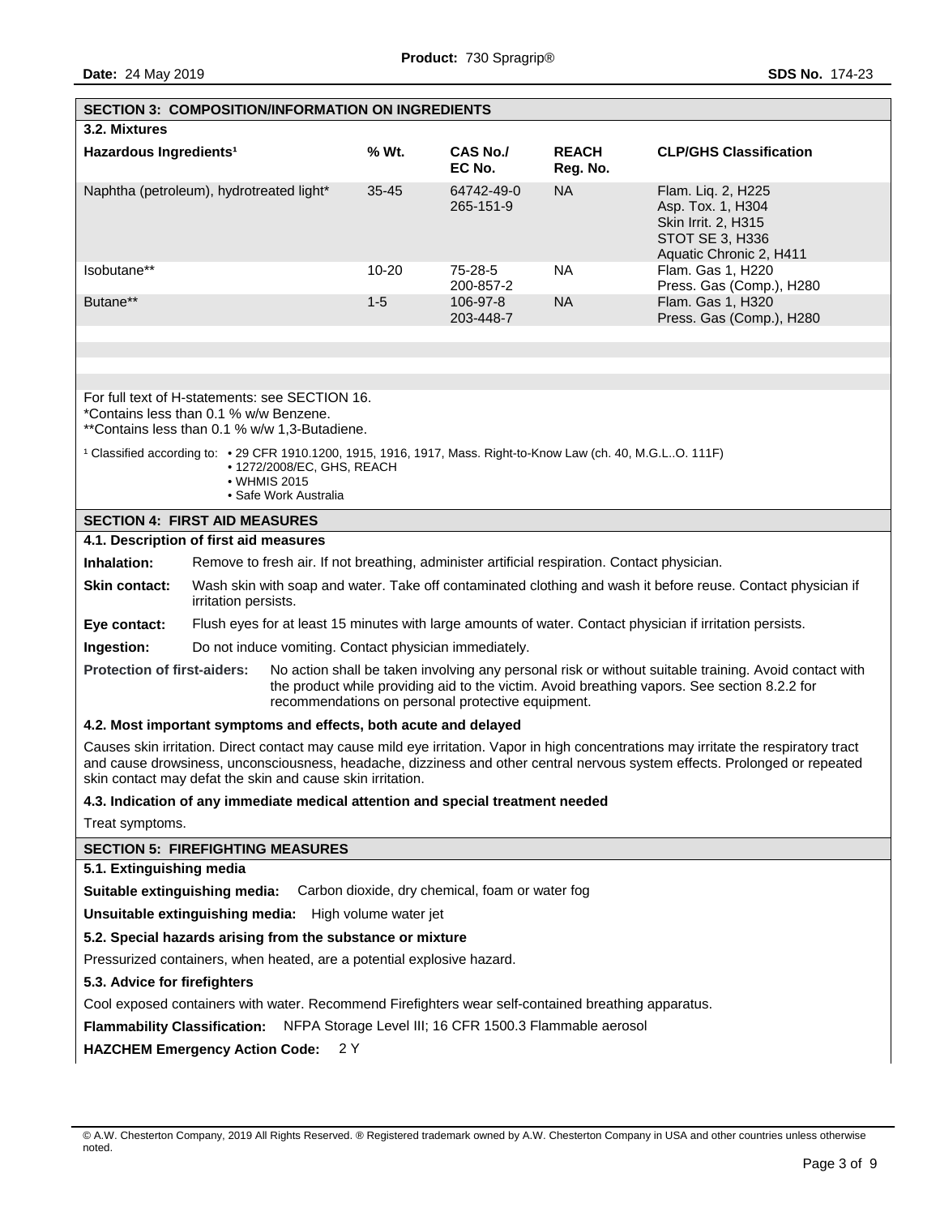## SECTION 3: COMPOSITION/INFORMATION ON INGREDIENTS

### 3.2. Mixtures

| Hazardous Ingredients[1] | % Wt. | CAS No./ EC No. | REACH Reg. No. | CLP/GHS Classification |
|---|---|---|---|---|
| Naphtha (petroleum), hydrotreated light* | 35-45 | 64742-49-0 265-151-9 | NA | Flam. Liq. 2, H225 Asp. Tox. 1, H304 Skin Irrit. 2, H315 STOT SE 3, H336 Aquatic Chronic 2, H411 |
| Isobutane** | 10-20 | 75-28-5 200-857-2 | NA | Flam. Gas 1, H220 Press. Gas (Comp.), H280 |
| Butane** | 1-5 | 106-97-8 203-448-7 | NA | Flam. Gas 1, H220 Press. Gas (Comp.), H280 |

For full text of H-statements: see SECTION 16.
*Contains less than 0.1 % w/w Benzene.
**Contains less than 0.1 % w/w 1,3-Butadiene.

[1] Classified according to:
- 29 CFR 1910.1200, 1915, 1916, 1917, Mass. Right-to-Know Law (ch. 40, M.G.L..O. 111F)
- 1272/2008/EC, GHS, REACH
- WHMIS 2015
- Safe Work Australia

## SECTION 4: FIRST AID MEASURES

### 4.1. Description of first aid measures

**Inhalation:** Remove to fresh air. If not breathing, administer artificial respiration. Contact physician.

**Skin contact:** Wash skin with soap and water. Take off contaminated clothing and wash it before reuse. Contact physician if irritation persists.

**Eye contact:** Flush eyes for at least 15 minutes with large amounts of water. Contact physician if irritation persists.

**Ingestion:** Do not induce vomiting. Contact physician immediately.

**Protection of first-aiders:** No action shall be taken involving any personal risk or without suitable training. Avoid contact with the product while providing aid to the victim. Avoid breathing vapors. See section 8.2.2 for recommendations on personal protective equipment.

### 4.2. Most important symptoms and effects, both acute and delayed

Causes skin irritation. Direct contact may cause mild eye irritation. Vapor in high concentrations may irritate the respiratory tract and cause drowsiness, unconsciousness, headache, dizziness and other central nervous system effects. Prolonged or repeated skin contact may defat the skin and cause skin irritation.

### 4.3. Indication of any immediate medical attention and special treatment needed

Treat symptoms.

## SECTION 5: FIREFIGHTING MEASURES

### 5.1. Extinguishing media

**Suitable extinguishing media:** Carbon dioxide, dry chemical, foam or water fog

**Unsuitable extinguishing media:** High volume water jet

### 5.2. Special hazards arising from the substance or mixture

Pressurized containers, when heated, are a potential explosive hazard.

### 5.3. Advice for firefighters

Cool exposed containers with water. Recommend Firefighters wear self-contained breathing apparatus.

**Flammability Classification:** NFPA Storage Level III; 16 CFR 1500.3 Flammable aerosol

**HAZCHEM Emergency Action Code:** 2 Y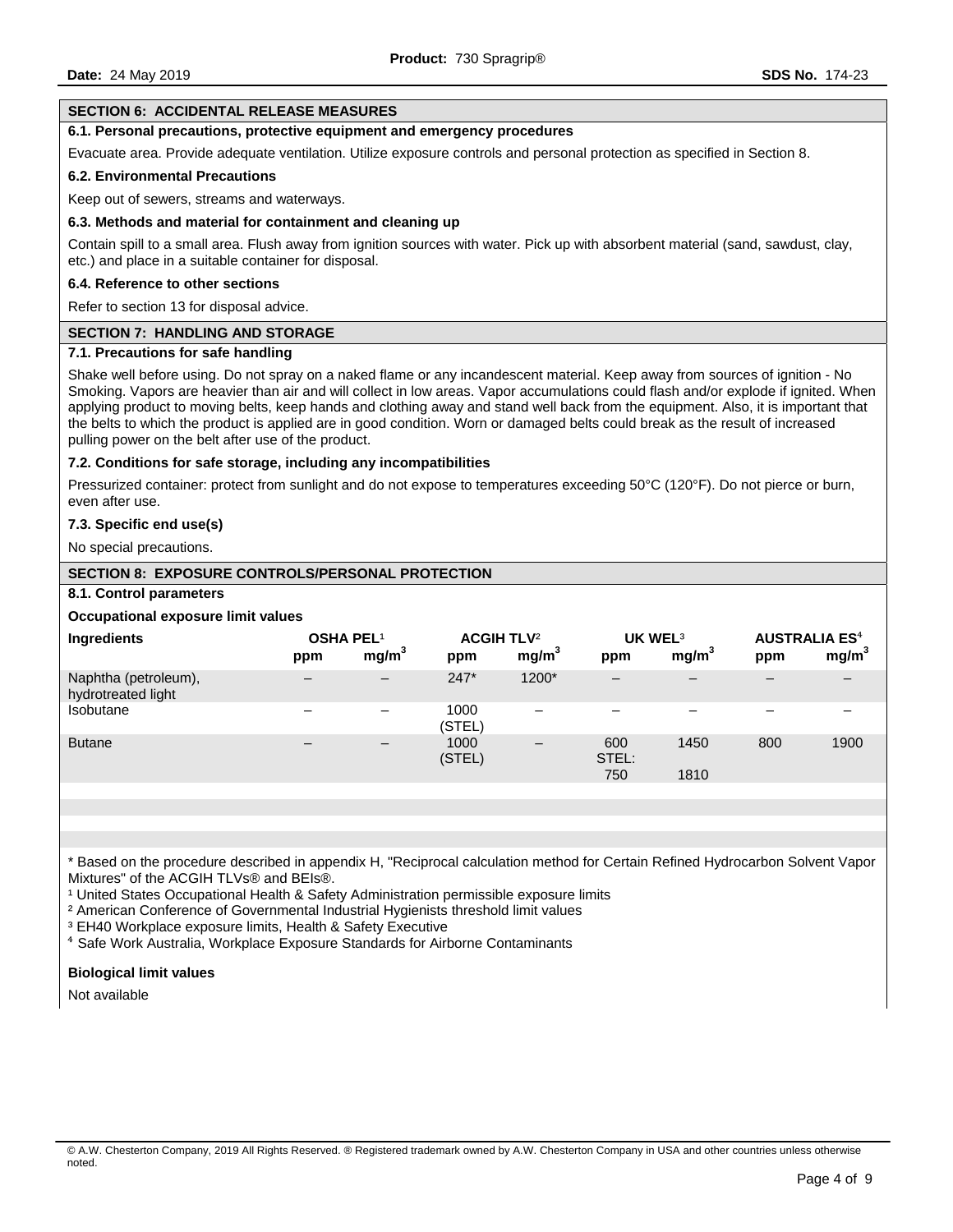## SECTION 6: ACCIDENTAL RELEASE MEASURES

### 6.1. Personal precautions, protective equipment and emergency procedures

Evacuate area. Provide adequate ventilation. Utilize exposure controls and personal protection as specified in Section 8.

### 6.2. Environmental Precautions

Keep out of sewers, streams and waterways.

### 6.3. Methods and material for containment and cleaning up

Contain spill to a small area. Flush away from ignition sources with water. Pick up with absorbent material (sand, sawdust, clay, etc.) and place in a suitable container for disposal.

### 6.4. Reference to other sections

Refer to section 13 for disposal advice.

## SECTION 7: HANDLING AND STORAGE

### 7.1. Precautions for safe handling

Shake well before using. Do not spray on a naked flame or any incandescent material. Keep away from sources of ignition - No Smoking. Vapors are heavier than air and will collect in low areas. Vapor accumulations could flash and/or explode if ignited. When applying product to moving belts, keep hands and clothing away and stand well back from the equipment. Also, it is important that the belts to which the product is applied are in good condition. Worn or damaged belts could break as the result of increased pulling power on the belt after use of the product.

### 7.2. Conditions for safe storage, including any incompatibilities

Pressurized container: protect from sunlight and do not expose to temperatures exceeding 50°C (120°F). Do not pierce or burn, even after use.

### 7.3. Specific end use(s)

No special precautions.

## SECTION 8: EXPOSURE CONTROLS/PERSONAL PROTECTION

### 8.1. Control parameters

**Occupational exposure limit values**

| Ingredients | OSHA PEL[1] | | ACGIH TLV[2] | | UK WEL[3] | | AUSTRALIA ES[4] | |
|---|---|---|---|---|---|---|---|---|
| | ppm | $mg/m^3$ | ppm | $mg/m^3$ | ppm | $mg/m^3$ | ppm | $mg/m^3$ |
| Naphtha (petroleum), hydrotreated light | – | – | 247* | 1200* | – | – | – | – |
| Isobutane | – | – | 1000 (STEL) | – | – | – | – | – |
| Butane | – | – | 1000 (STEL) | – | 600 STEL: 750 | 1450 1810 | 800 | 1900 |

* Based on the procedure described in appendix H, "Reciprocal calculation method for Certain Refined Hydrocarbon Solvent Vapor Mixtures" of the ACGIH TLVs® and BEIs®.

[1] United States Occupational Health & Safety Administration permissible exposure limits

[2] American Conference of Governmental Industrial Hygienists threshold limit values

[3] EH40 Workplace exposure limits, Health & Safety Executive

[4] Safe Work Australia, Workplace Exposure Standards for Airborne Contaminants

**Biological limit values**

Not available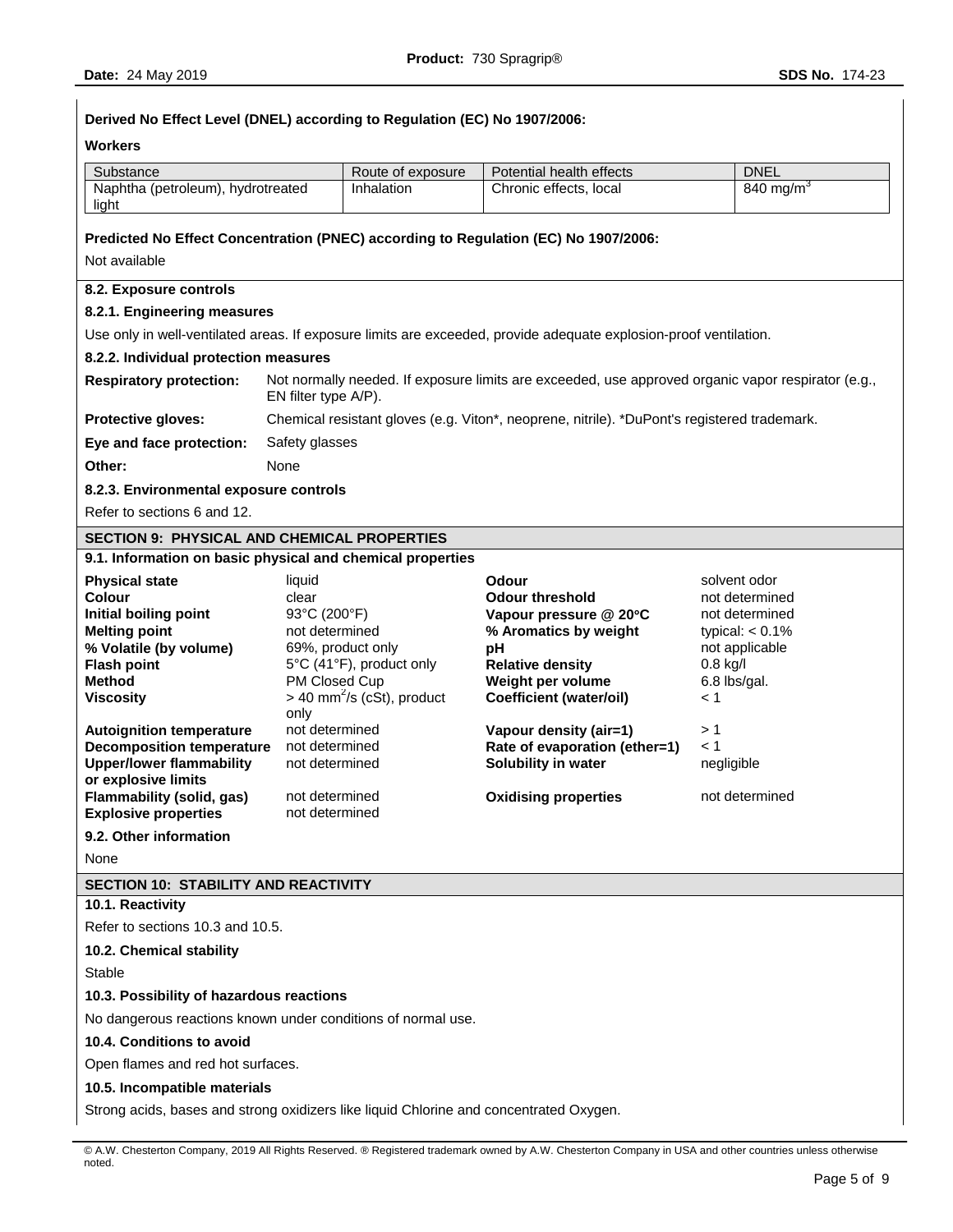**Derived No Effect Level (DNEL) according to Regulation (EC) No 1907/2006:**

**Workers**

| Substance | Route of exposure | Potential health effects | DNEL |
|---|---|---|---|
| Naphtha (petroleum), hydrotreated light | Inhalation | Chronic effects, local | 840 mg/m$^3$ |

**Predicted No Effect Concentration (PNEC) according to Regulation (EC) No 1907/2006:**

Not available

**8.2. Exposure controls**

**8.2.1. Engineering measures**

Use only in well-ventilated areas. If exposure limits are exceeded, provide adequate explosion-proof ventilation.

**8.2.2. Individual protection measures**

**Respiratory protection:** Not normally needed. If exposure limits are exceeded, use approved organic vapor respirator (e.g., EN filter type A/P).

**Protective gloves:** Chemical resistant gloves (e.g. Viton*, neoprene, nitrile). *DuPont's registered trademark.

**Eye and face protection:** Safety glasses

**Other:** None

**8.2.3. Environmental exposure controls**

Refer to sections 6 and 12.

## SECTION 9: PHYSICAL AND CHEMICAL PROPERTIES

**9.1. Information on basic physical and chemical properties**

| | | | |
|---|---|---|---|
| **Physical state** | liquid | **Odour** | solvent odor |
| **Colour** | clear | **Odour threshold** | not determined |
| **Initial boiling point** | 93°C (200°F) | **Vapour pressure @ 20°C** | not determined |
| **Melting point** | not determined | **% Aromatics by weight** | typical: < 0.1% |
| **% Volatile (by volume)** | 69%, product only | **pH** | not applicable |
| **Flash point** | 5°C (41°F), product only | **Relative density** | 0.8 kg/l |
| **Method** | PM Closed Cup | **Weight per volume** | 6.8 lbs/gal. |
| **Viscosity** | > 40 mm$^2$/s (cSt), product only | **Coefficient (water/oil)** | < 1 |
| **Autoignition temperature** | not determined | **Vapour density (air=1)** | > 1 |
| **Decomposition temperature** | not determined | **Rate of evaporation (ether=1)** | < 1 |
| **Upper/lower flammability or explosive limits** | not determined | **Solubility in water** | negligible |
| **Flammability (solid, gas)** | not determined | **Oxidising properties** | not determined |
| **Explosive properties** | not determined | | |

**9.2. Other information**

None

## SECTION 10: STABILITY AND REACTIVITY

**10.1. Reactivity**

Refer to sections 10.3 and 10.5.

**10.2. Chemical stability**

Stable

**10.3. Possibility of hazardous reactions**

No dangerous reactions known under conditions of normal use.

**10.4. Conditions to avoid**

Open flames and red hot surfaces.

**10.5. Incompatible materials**

Strong acids, bases and strong oxidizers like liquid Chlorine and concentrated Oxygen.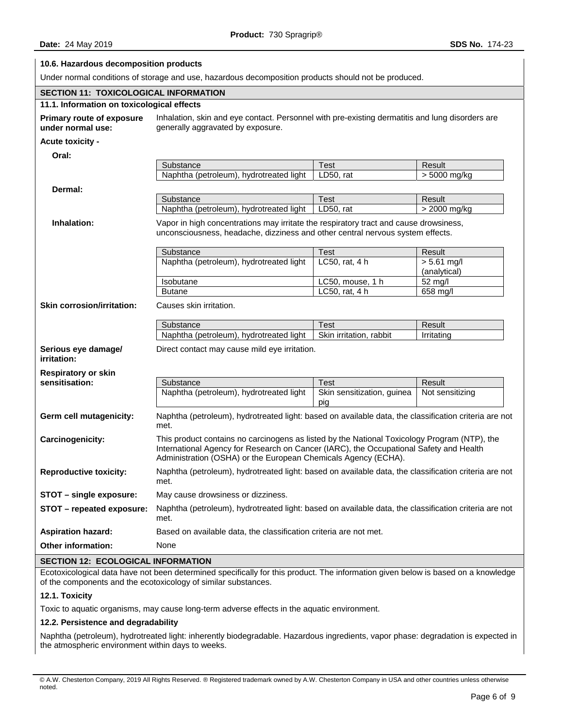### 10.6. Hazardous decomposition products

Under normal conditions of storage and use, hazardous decomposition products should not be produced.

## SECTION 11: TOXICOLOGICAL INFORMATION

### 11.1. Information on toxicological effects

**Primary route of exposure under normal use:** Inhalation, skin and eye contact. Personnel with pre-existing dermatitis and lung disorders are generally aggravated by exposure.

**Acute toxicity -**

**Oral:**

| Substance | Test | Result |
|---|---|---|
| Naphtha (petroleum), hydrotreated light | LD50, rat | > 5000 mg/kg |

**Dermal:**

| Substance | Test | Result |
|---|---|---|
| Naphtha (petroleum), hydrotreated light | LD50, rat | > 2000 mg/kg |

**Inhalation:** Vapor in high concentrations may irritate the respiratory tract and cause drowsiness, unconsciousness, headache, dizziness and other central nervous system effects.

| Substance | Test | Result |
|---|---|---|
| Naphtha (petroleum), hydrotreated light | LC50, rat, 4 h | > 5.61 mg/l (analytical) |
| Isobutane | LC50, mouse, 1 h | 52 mg/l |
| Butane | LC50, rat, 4 h | 658 mg/l |

**Skin corrosion/irritation:** Causes skin irritation.

| Substance | Test | Result |
|---|---|---|
| Naphtha (petroleum), hydrotreated light | Skin irritation, rabbit | Irritating |

**Serious eye damage/ irritation:** Direct contact may cause mild eye irritation.

**Respiratory or skin sensitisation:**

| Substance | Test | Result |
|---|---|---|
| Naphtha (petroleum), hydrotreated light | Skin sensitization, guinea pig | Not sensitizing |

**Germ cell mutagenicity:** Naphtha (petroleum), hydrotreated light: based on available data, the classification criteria are not met.

**Carcinogenicity:** This product contains no carcinogens as listed by the National Toxicology Program (NTP), the International Agency for Research on Cancer (IARC), the Occupational Safety and Health Administration (OSHA) or the European Chemicals Agency (ECHA).

**Reproductive toxicity:** Naphtha (petroleum), hydrotreated light: based on available data, the classification criteria are not met.

**STOT – single exposure:** May cause drowsiness or dizziness.

**STOT – repeated exposure:** Naphtha (petroleum), hydrotreated light: based on available data, the classification criteria are not met.

**Aspiration hazard:** Based on available data, the classification criteria are not met.

**Other information:** None

## SECTION 12: ECOLOGICAL INFORMATION

Ecotoxicological data have not been determined specifically for this product. The information given below is based on a knowledge of the components and the ecotoxicology of similar substances.

### 12.1. Toxicity

Toxic to aquatic organisms, may cause long-term adverse effects in the aquatic environment.

### 12.2. Persistence and degradability

Naphtha (petroleum), hydrotreated light: inherently biodegradable. Hazardous ingredients, vapor phase: degradation is expected in the atmospheric environment within days to weeks.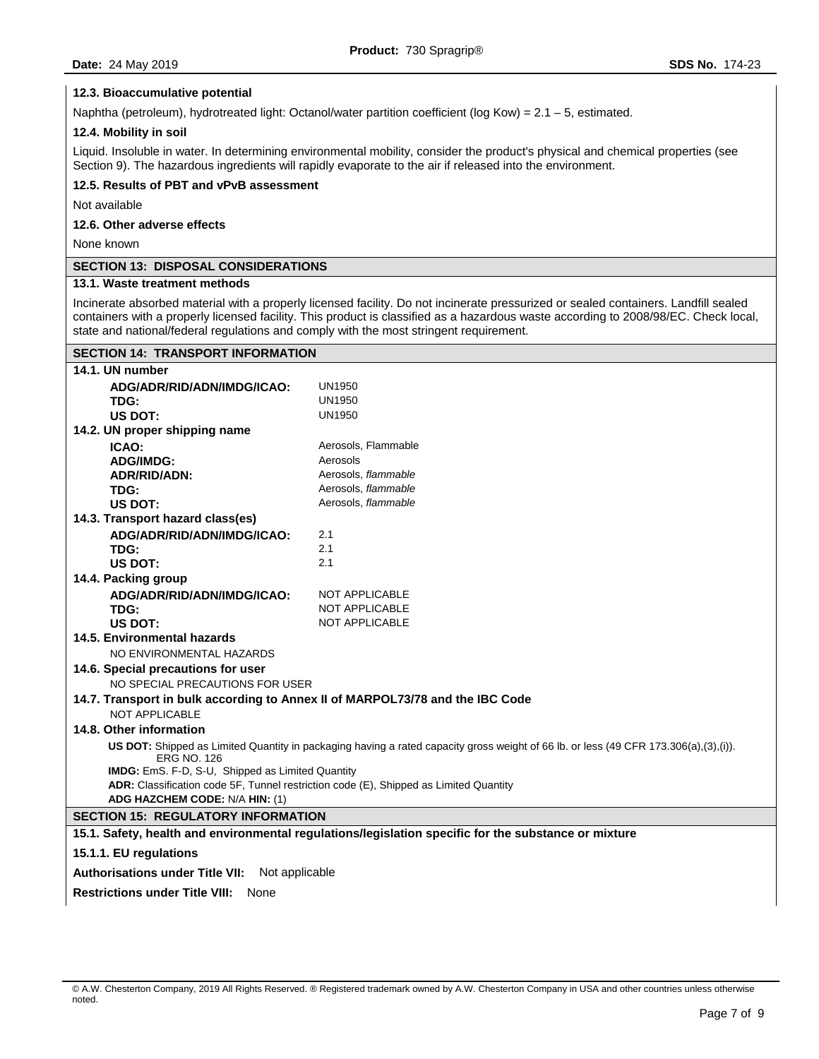#### 12.3. Bioaccumulative potential

Naphtha (petroleum), hydrotreated light: Octanol/water partition coefficient (log Kow) = 2.1 – 5, estimated.

#### 12.4. Mobility in soil

Liquid. Insoluble in water. In determining environmental mobility, consider the product's physical and chemical properties (see Section 9). The hazardous ingredients will rapidly evaporate to the air if released into the environment.

#### 12.5. Results of PBT and vPvB assessment

Not available

#### 12.6. Other adverse effects

None known

## SECTION 13: DISPOSAL CONSIDERATIONS

#### 13.1. Waste treatment methods

Incinerate absorbed material with a properly licensed facility. Do not incinerate pressurized or sealed containers. Landfill sealed containers with a properly licensed facility. This product is classified as a hazardous waste according to 2008/98/EC. Check local, state and national/federal regulations and comply with the most stringent requirement.

## SECTION 14: TRANSPORT INFORMATION

#### 14.1. UN number

| | |
|---|---|
| **ADG/ADR/RID/ADN/IMDG/ICAO:** | UN1950 |
| **TDG:** | UN1950 |
| **US DOT:** | UN1950 |

#### 14.2. UN proper shipping name

| | |
|---|---|
| **ICAO:** | Aerosols, Flammable |
| **ADG/IMDG:** | Aerosols |
| **ADR/RID/ADN:** | Aerosols, *flammable* |
| **TDG:** | Aerosols, *flammable* |
| **US DOT:** | Aerosols, *flammable* |

#### 14.3. Transport hazard class(es)

| | |
|---|---|
| **ADG/ADR/RID/ADN/IMDG/ICAO:** | 2.1 |
| **TDG:** | 2.1 |
| **US DOT:** | 2.1 |

#### 14.4. Packing group

| | |
|---|---|
| **ADG/ADR/RID/ADN/IMDG/ICAO:** | NOT APPLICABLE |
| **TDG:** | NOT APPLICABLE |
| **US DOT:** | NOT APPLICABLE |

#### 14.5. Environmental hazards

NO ENVIRONMENTAL HAZARDS

#### 14.6. Special precautions for user

NO SPECIAL PRECAUTIONS FOR USER

#### 14.7. Transport in bulk according to Annex II of MARPOL73/78 and the IBC Code

NOT APPLICABLE

#### 14.8. Other information

**US DOT:** Shipped as Limited Quantity in packaging having a rated capacity gross weight of 66 lb. or less (49 CFR 173.306(a),(3),(i)). ERG NO. 126

**IMDG:** EmS. F-D, S-U, Shipped as Limited Quantity

**ADR:** Classification code 5F, Tunnel restriction code (E), Shipped as Limited Quantity

**ADG HAZCHEM CODE:** N/A **HIN:** (1)

## SECTION 15: REGULATORY INFORMATION

#### 15.1. Safety, health and environmental regulations/legislation specific for the substance or mixture

#### 15.1.1. EU regulations

**Authorisations under Title VII:** Not applicable

**Restrictions under Title VIII:** None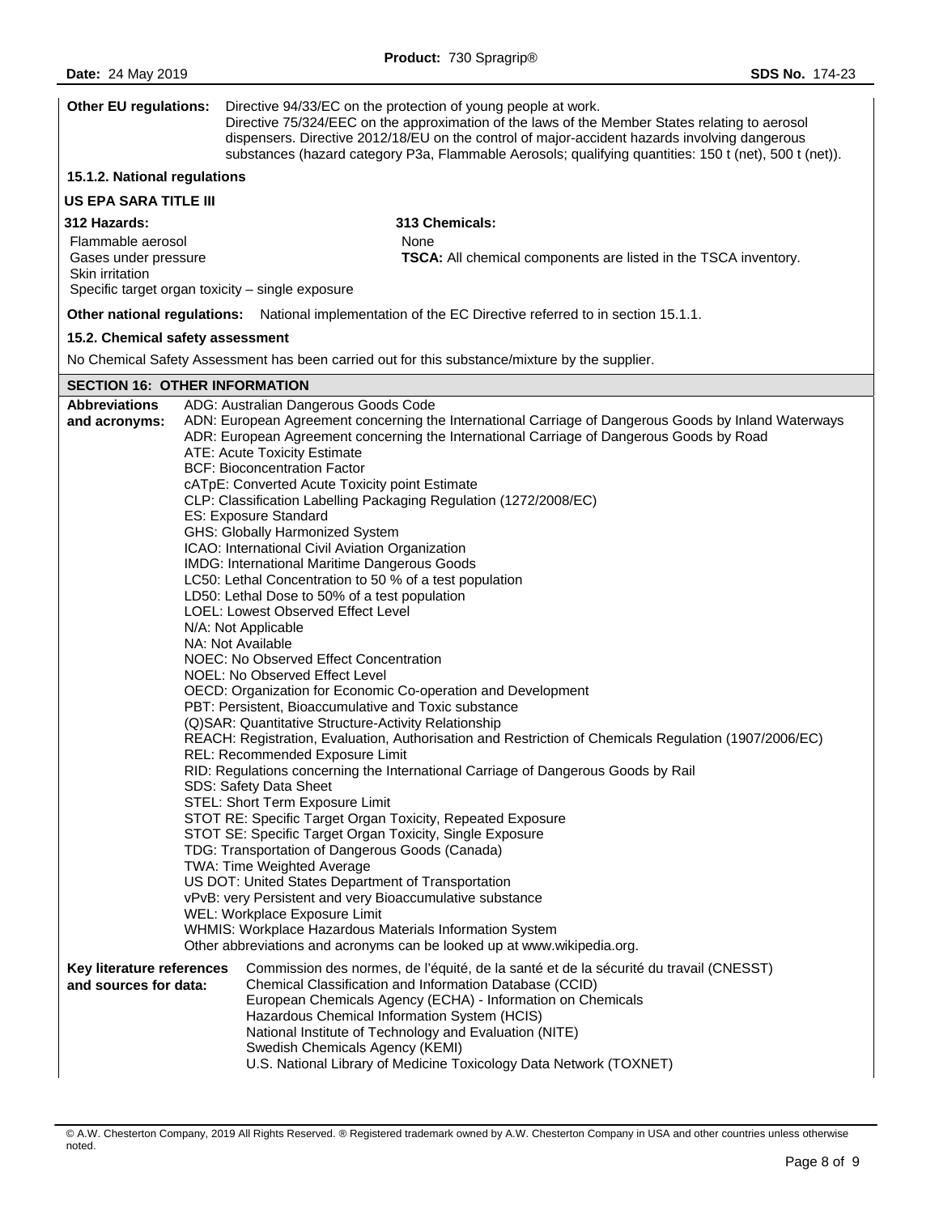**Other EU regulations:** Directive 94/33/EC on the protection of young people at work. Directive 75/324/EEC on the approximation of the laws of the Member States relating to aerosol dispensers. Directive 2012/18/EU on the control of major-accident hazards involving dangerous substances (hazard category P3a, Flammable Aerosols; qualifying quantities: 150 t (net), 500 t (net)).

### 15.1.2. National regulations

**US EPA SARA TITLE III**

| **312 Hazards:** | **313 Chemicals:** |
|---|---|
| Flammable aerosol<br>Gases under pressure<br>Skin irritation<br>Specific target organ toxicity – single exposure | None<br>**TSCA:** All chemical components are listed in the TSCA inventory. |

**Other national regulations:** National implementation of the EC Directive referred to in section 15.1.1.

### 15.2. Chemical safety assessment

No Chemical Safety Assessment has been carried out for this substance/mixture by the supplier.

## SECTION 16: OTHER INFORMATION

**Abbreviations and acronyms:**

ADG: Australian Dangerous Goods Code
ADN: European Agreement concerning the International Carriage of Dangerous Goods by Inland Waterways
ADR: European Agreement concerning the International Carriage of Dangerous Goods by Road
ATE: Acute Toxicity Estimate
BCF: Bioconcentration Factor
cATpE: Converted Acute Toxicity point Estimate
CLP: Classification Labelling Packaging Regulation (1272/2008/EC)
ES: Exposure Standard
GHS: Globally Harmonized System
ICAO: International Civil Aviation Organization
IMDG: International Maritime Dangerous Goods
LC50: Lethal Concentration to 50 % of a test population
LD50: Lethal Dose to 50% of a test population
LOEL: Lowest Observed Effect Level
N/A: Not Applicable
NA: Not Available
NOEC: No Observed Effect Concentration
NOEL: No Observed Effect Level
OECD: Organization for Economic Co-operation and Development
PBT: Persistent, Bioaccumulative and Toxic substance
(Q)SAR: Quantitative Structure-Activity Relationship
REACH: Registration, Evaluation, Authorisation and Restriction of Chemicals Regulation (1907/2006/EC)
REL: Recommended Exposure Limit
RID: Regulations concerning the International Carriage of Dangerous Goods by Rail
SDS: Safety Data Sheet
STEL: Short Term Exposure Limit
STOT RE: Specific Target Organ Toxicity, Repeated Exposure
STOT SE: Specific Target Organ Toxicity, Single Exposure
TDG: Transportation of Dangerous Goods (Canada)
TWA: Time Weighted Average
US DOT: United States Department of Transportation
vPvB: very Persistent and very Bioaccumulative substance
WEL: Workplace Exposure Limit
WHMIS: Workplace Hazardous Materials Information System
Other abbreviations and acronyms can be looked up at www.wikipedia.org.

**Key literature references and sources for data:**

Commission des normes, de l'équité, de la santé et de la sécurité du travail (CNESST)
Chemical Classification and Information Database (CCID)
European Chemicals Agency (ECHA) - Information on Chemicals
Hazardous Chemical Information System (HCIS)
National Institute of Technology and Evaluation (NITE)
Swedish Chemicals Agency (KEMI)
U.S. National Library of Medicine Toxicology Data Network (TOXNET)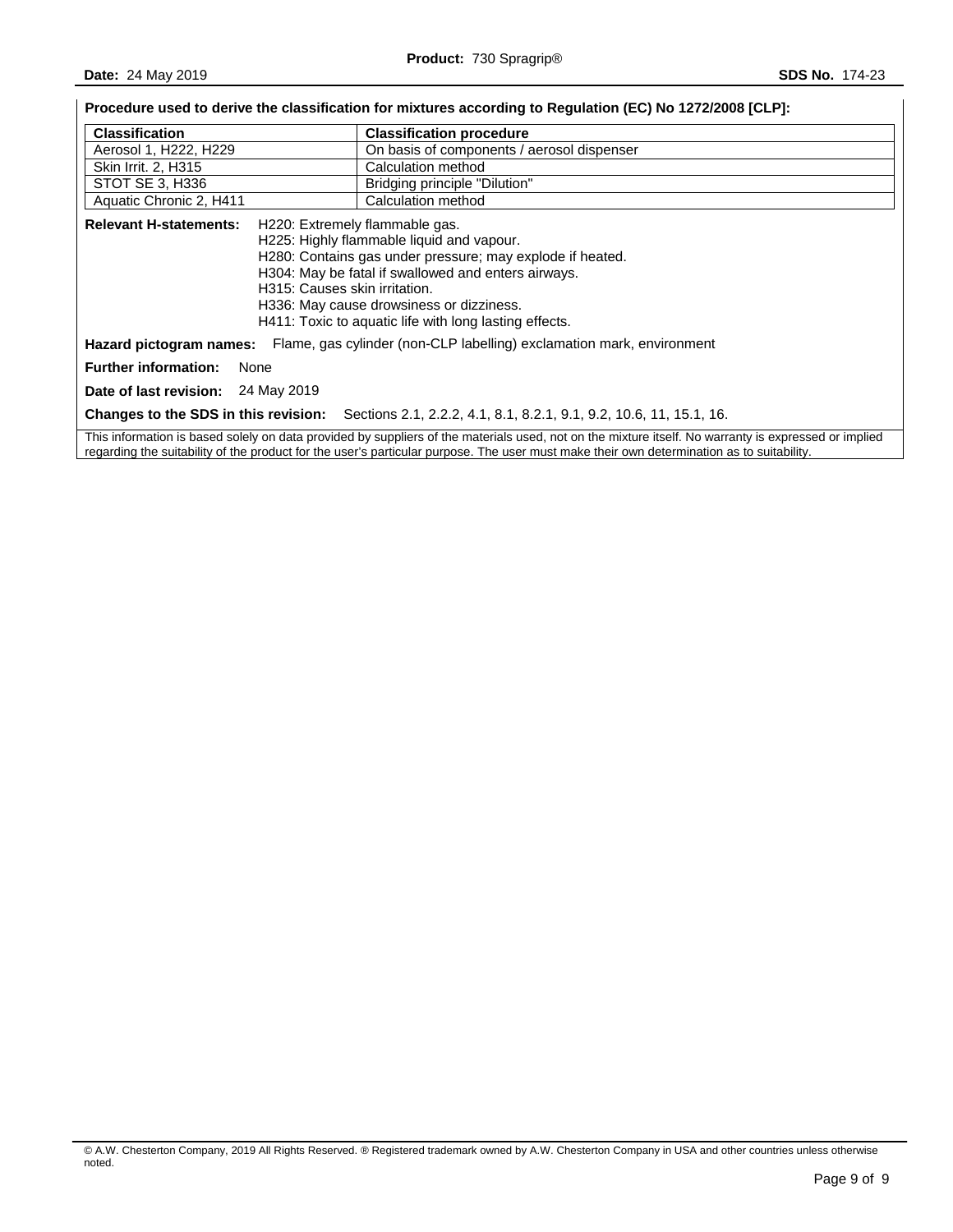**Procedure used to derive the classification for mixtures according to Regulation (EC) No 1272/2008 [CLP]:**

| Classification | Classification procedure |
|---|---|
| Aerosol 1, H222, H229 | On basis of components / aerosol dispenser |
| Skin Irrit. 2, H315 | Calculation method |
| STOT SE 3, H336 | Bridging principle "Dilution" |
| Aquatic Chronic 2, H411 | Calculation method |

**Relevant H-statements:** H220: Extremely flammable gas.
H225: Highly flammable liquid and vapour.
H280: Contains gas under pressure; may explode if heated.
H304: May be fatal if swallowed and enters airways.
H315: Causes skin irritation.
H336: May cause drowsiness or dizziness.
H411: Toxic to aquatic life with long lasting effects.

**Hazard pictogram names:** Flame, gas cylinder (non-CLP labelling) exclamation mark, environment

**Further information:** None

**Date of last revision:** 24 May 2019

**Changes to the SDS in this revision:** Sections 2.1, 2.2.2, 4.1, 8.1, 8.2.1, 9.1, 9.2, 10.6, 11, 15.1, 16.

This information is based solely on data provided by suppliers of the materials used, not on the mixture itself. No warranty is expressed or implied regarding the suitability of the product for the user's particular purpose. The user must make their own determination as to suitability.

© A.W. Chesterton Company, 2019 All Rights Reserved. ® Registered trademark owned by A.W. Chesterton Company in USA and other countries unless otherwise noted.